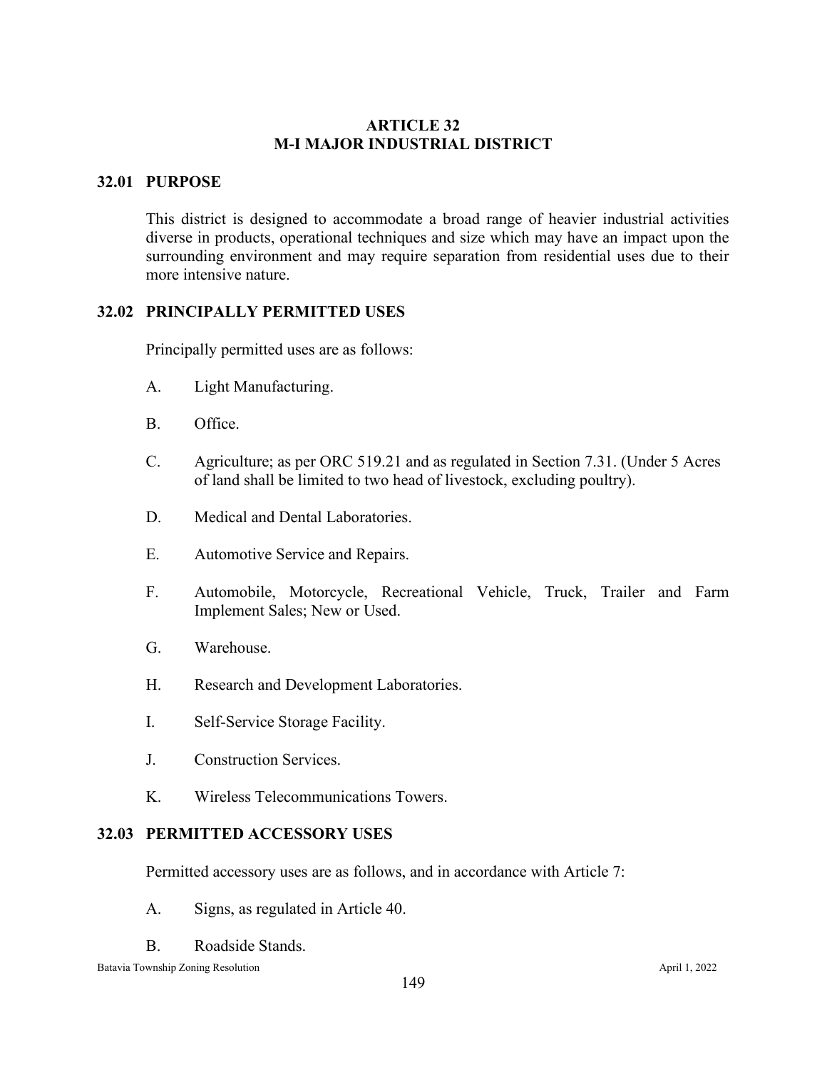# ARTICLE 32
# M-I MAJOR INDUSTRIAL DISTRICT

## 32.01 PURPOSE

This district is designed to accommodate a broad range of heavier industrial activities diverse in products, operational techniques and size which may have an impact upon the surrounding environment and may require separation from residential uses due to their more intensive nature.

## 32.02 PRINCIPALLY PERMITTED USES

Principally permitted uses are as follows:

A. Light Manufacturing.

B. Office.

C. Agriculture; as per ORC 519.21 and as regulated in Section 7.31. (Under 5 Acres of land shall be limited to two head of livestock, excluding poultry).

D. Medical and Dental Laboratories.

E. Automotive Service and Repairs.

F. Automobile, Motorcycle, Recreational Vehicle, Truck, Trailer and Farm Implement Sales; New or Used.

G. Warehouse.

H. Research and Development Laboratories.

I. Self-Service Storage Facility.

J. Construction Services.

K. Wireless Telecommunications Towers.

## 32.03 PERMITTED ACCESSORY USES

Permitted accessory uses are as follows, and in accordance with Article 7:

A. Signs, as regulated in Article 40.

B. Roadside Stands.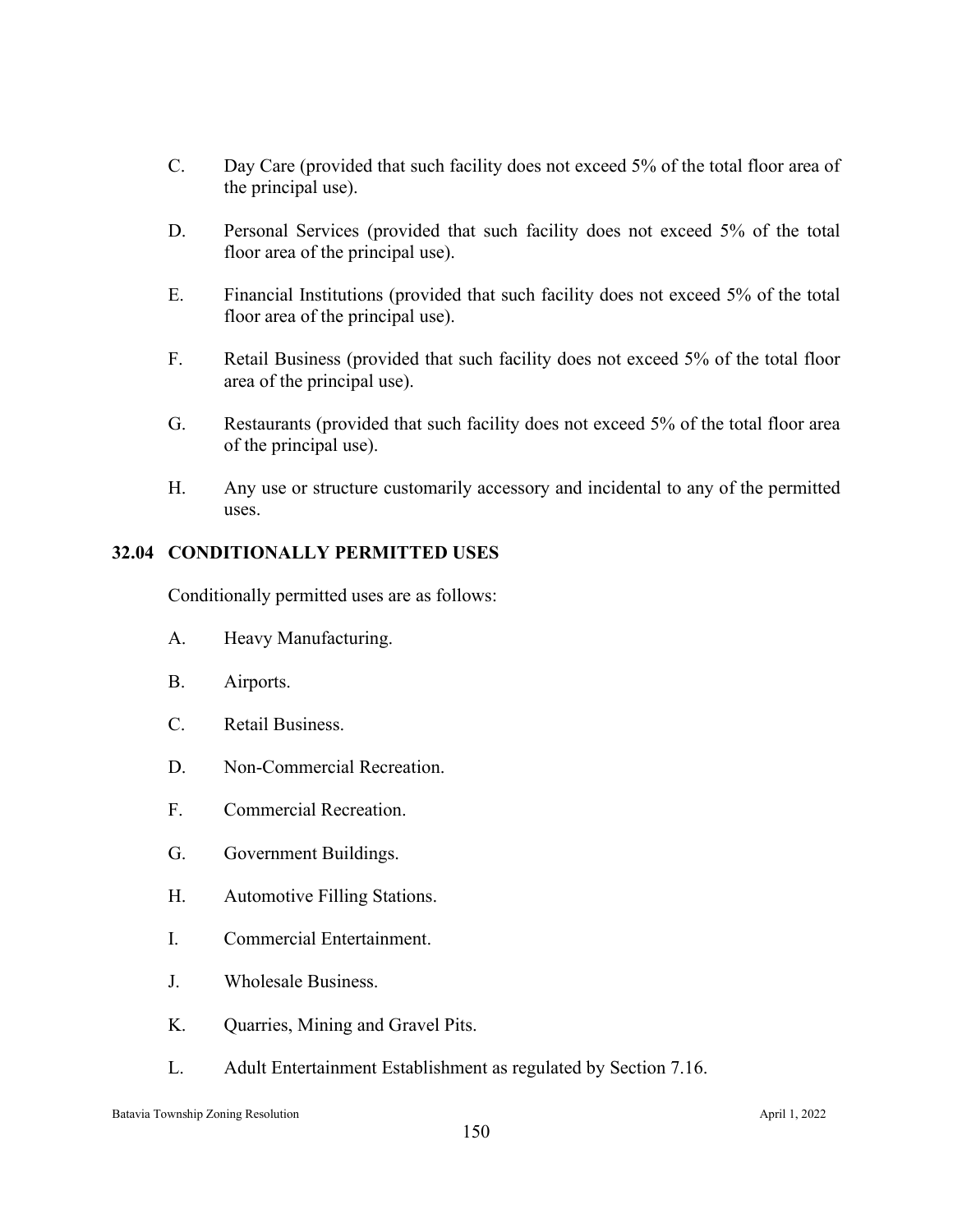C. Day Care (provided that such facility does not exceed 5% of the total floor area of the principal use).

D. Personal Services (provided that such facility does not exceed 5% of the total floor area of the principal use).

E. Financial Institutions (provided that such facility does not exceed 5% of the total floor area of the principal use).

F. Retail Business (provided that such facility does not exceed 5% of the total floor area of the principal use).

G. Restaurants (provided that such facility does not exceed 5% of the total floor area of the principal use).

H. Any use or structure customarily accessory and incidental to any of the permitted uses.

## 32.04 CONDITIONALLY PERMITTED USES

Conditionally permitted uses are as follows:

A. Heavy Manufacturing.

B. Airports.

C. Retail Business.

D. Non-Commercial Recreation.

F. Commercial Recreation.

G. Government Buildings.

H. Automotive Filling Stations.

I. Commercial Entertainment.

J. Wholesale Business.

K. Quarries, Mining and Gravel Pits.

L. Adult Entertainment Establishment as regulated by Section 7.16.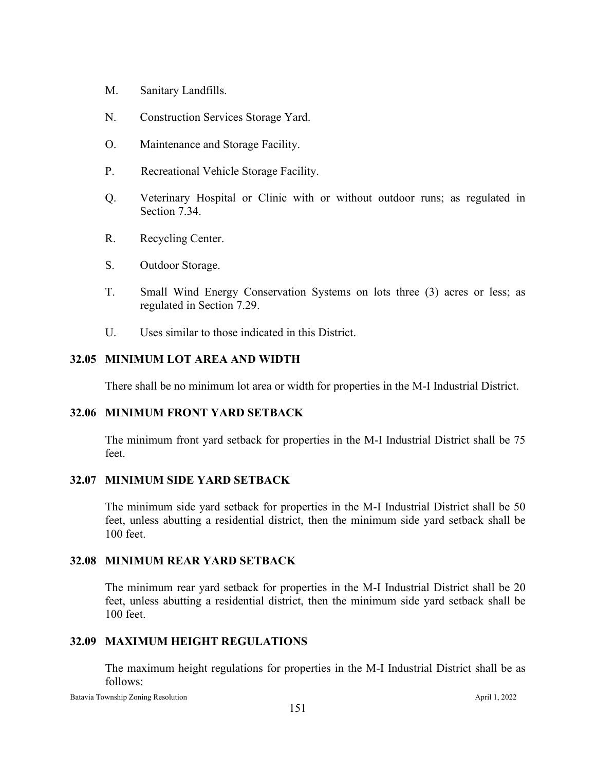M. Sanitary Landfills.

N. Construction Services Storage Yard.

O. Maintenance and Storage Facility.

P. Recreational Vehicle Storage Facility.

Q. Veterinary Hospital or Clinic with or without outdoor runs; as regulated in Section 7.34.

R. Recycling Center.

S. Outdoor Storage.

T. Small Wind Energy Conservation Systems on lots three (3) acres or less; as regulated in Section 7.29.

U. Uses similar to those indicated in this District.

## 32.05 MINIMUM LOT AREA AND WIDTH

There shall be no minimum lot area or width for properties in the M-I Industrial District.

## 32.06 MINIMUM FRONT YARD SETBACK

The minimum front yard setback for properties in the M-I Industrial District shall be 75 feet.

## 32.07 MINIMUM SIDE YARD SETBACK

The minimum side yard setback for properties in the M-I Industrial District shall be 50 feet, unless abutting a residential district, then the minimum side yard setback shall be 100 feet.

## 32.08 MINIMUM REAR YARD SETBACK

The minimum rear yard setback for properties in the M-I Industrial District shall be 20 feet, unless abutting a residential district, then the minimum side yard setback shall be 100 feet.

## 32.09 MAXIMUM HEIGHT REGULATIONS

The maximum height regulations for properties in the M-I Industrial District shall be as follows: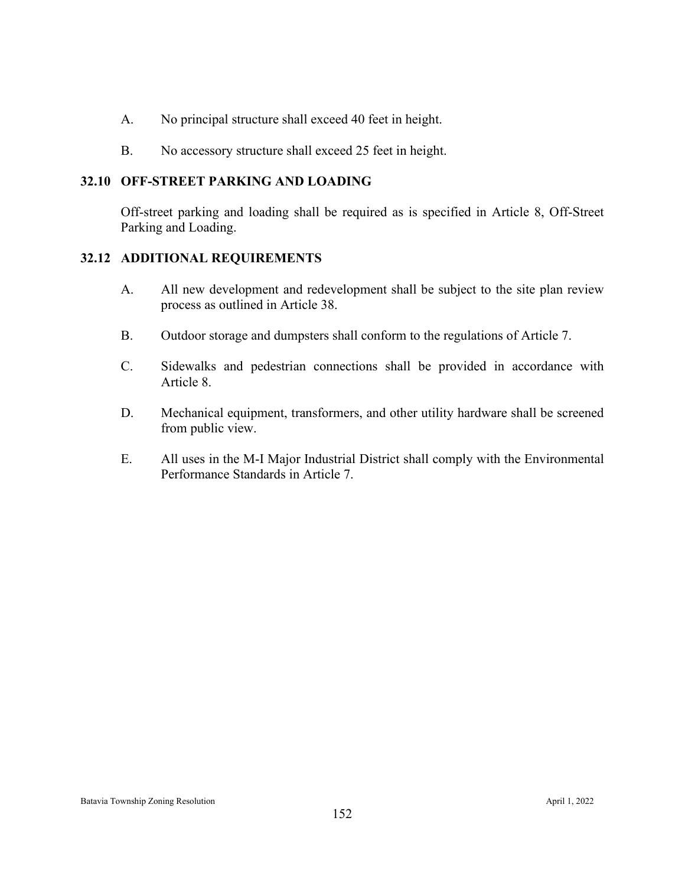A. No principal structure shall exceed 40 feet in height.

B. No accessory structure shall exceed 25 feet in height.

## 32.10 OFF-STREET PARKING AND LOADING

Off-street parking and loading shall be required as is specified in Article 8, Off-Street Parking and Loading.

## 32.12 ADDITIONAL REQUIREMENTS

A. All new development and redevelopment shall be subject to the site plan review process as outlined in Article 38.

B. Outdoor storage and dumpsters shall conform to the regulations of Article 7.

C. Sidewalks and pedestrian connections shall be provided in accordance with Article 8.

D. Mechanical equipment, transformers, and other utility hardware shall be screened from public view.

E. All uses in the M-I Major Industrial District shall comply with the Environmental Performance Standards in Article 7.